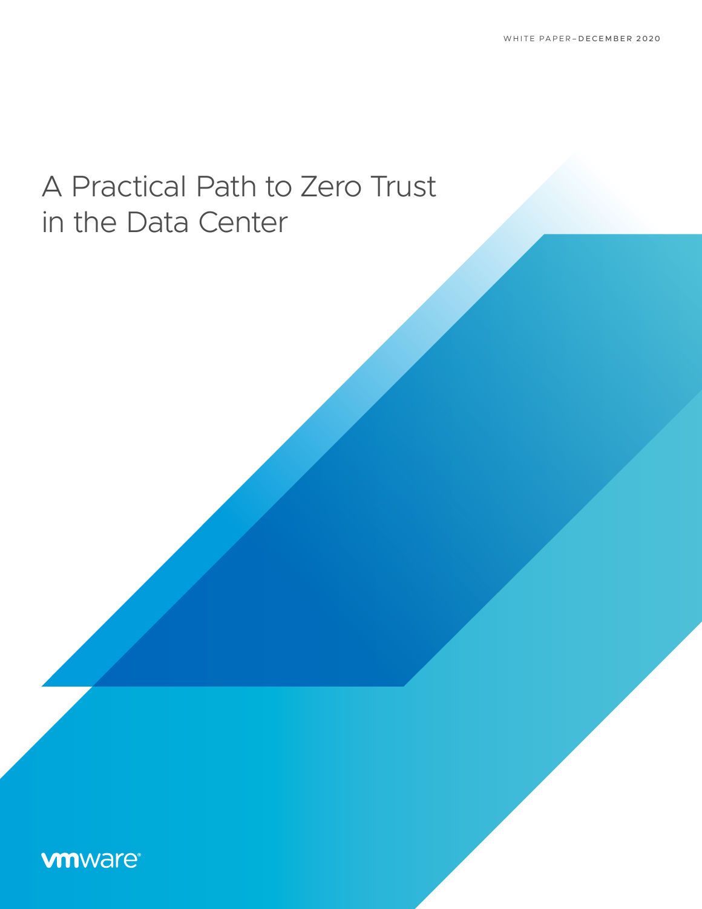WHITE PAPER–DECEMBER 2020

# A Practical Path to Zero Trust in the Data Center

vmware®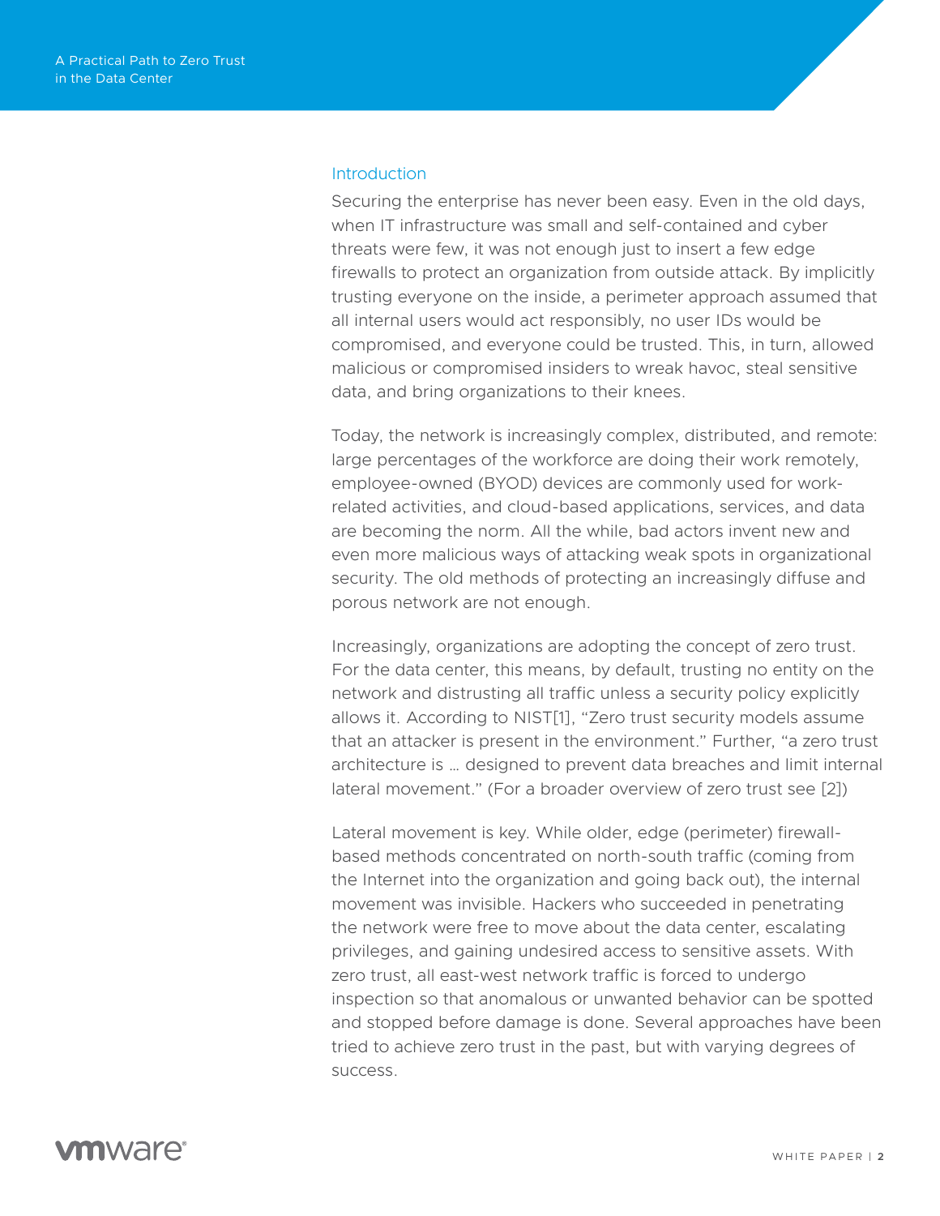## Introduction

Securing the enterprise has never been easy. Even in the old days, when IT infrastructure was small and self-contained and cyber threats were few, it was not enough just to insert a few edge firewalls to protect an organization from outside attack. By implicitly trusting everyone on the inside, a perimeter approach assumed that all internal users would act responsibly, no user IDs would be compromised, and everyone could be trusted. This, in turn, allowed malicious or compromised insiders to wreak havoc, steal sensitive data, and bring organizations to their knees.

Today, the network is increasingly complex, distributed, and remote: large percentages of the workforce are doing their work remotely, employee-owned (BYOD) devices are commonly used for work-related activities, and cloud-based applications, services, and data are becoming the norm. All the while, bad actors invent new and even more malicious ways of attacking weak spots in organizational security. The old methods of protecting an increasingly diffuse and porous network are not enough.

Increasingly, organizations are adopting the concept of zero trust. For the data center, this means, by default, trusting no entity on the network and distrusting all traffic unless a security policy explicitly allows it. According to NIST[1], "Zero trust security models assume that an attacker is present in the environment." Further, "a zero trust architecture is … designed to prevent data breaches and limit internal lateral movement." (For a broader overview of zero trust see [2])

Lateral movement is key. While older, edge (perimeter) firewall-based methods concentrated on north-south traffic (coming from the Internet into the organization and going back out), the internal movement was invisible. Hackers who succeeded in penetrating the network were free to move about the data center, escalating privileges, and gaining undesired access to sensitive assets. With zero trust, all east-west network traffic is forced to undergo inspection so that anomalous or unwanted behavior can be spotted and stopped before damage is done. Several approaches have been tried to achieve zero trust in the past, but with varying degrees of success.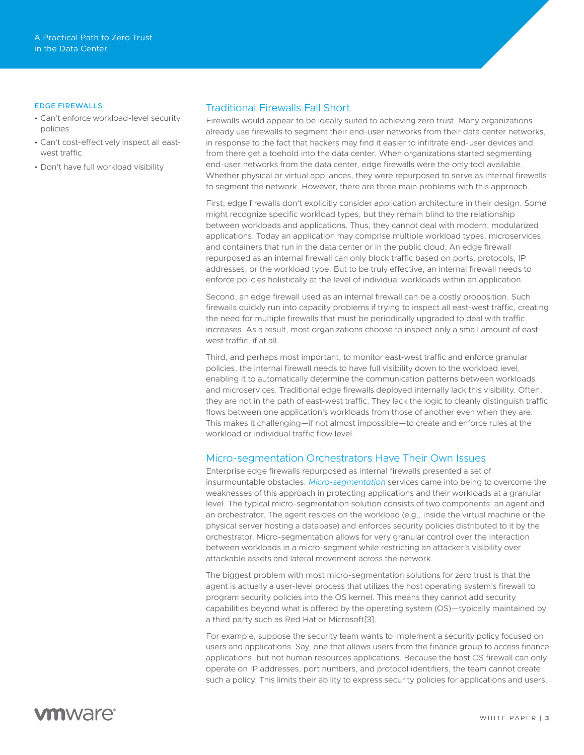**EDGE FIREWALLS**

- Can't enforce workload-level security policies
- Can't cost-effectively inspect all east-west traffic
- Don't have full workload visibility

## Traditional Firewalls Fall Short

Firewalls would appear to be ideally suited to achieving zero trust. Many organizations already use firewalls to segment their end-user networks from their data center networks, in response to the fact that hackers may find it easier to infiltrate end-user devices and from there get a toehold into the data center. When organizations started segmenting end-user networks from the data center, edge firewalls were the only tool available. Whether physical or virtual appliances, they were repurposed to serve as internal firewalls to segment the network. However, there are three main problems with this approach.

First, edge firewalls don't explicitly consider application architecture in their design. Some might recognize specific workload types, but they remain blind to the relationship between workloads and applications. Thus, they cannot deal with modern, modularized applications. Today an application may comprise multiple workload types, microservices, and containers that run in the data center or in the public cloud. An edge firewall repurposed as an internal firewall can only block traffic based on ports, protocols, IP addresses, or the workload type. But to be truly effective, an internal firewall needs to enforce policies holistically at the level of individual workloads within an application.

Second, an edge firewall used as an internal firewall can be a costly proposition. Such firewalls quickly run into capacity problems if trying to inspect all east-west traffic, creating the need for multiple firewalls that must be periodically upgraded to deal with traffic increases. As a result, most organizations choose to inspect only a small amount of east-west traffic, if at all.

Third, and perhaps most important, to monitor east-west traffic and enforce granular policies, the internal firewall needs to have full visibility down to the workload level, enabling it to automatically determine the communication patterns between workloads and microservices. Traditional edge firewalls deployed internally lack this visibility. Often, they are not in the path of east-west traffic. They lack the logic to cleanly distinguish traffic flows between one application's workloads from those of another even when they are. This makes it challenging—if not almost impossible—to create and enforce rules at the workload or individual traffic flow level.

## Micro-segmentation Orchestrators Have Their Own Issues

Enterprise edge firewalls repurposed as internal firewalls presented a set of insurmountable obstacles. *Micro-segmentation* services came into being to overcome the weaknesses of this approach in protecting applications and their workloads at a granular level. The typical micro-segmentation solution consists of two components: an agent and an orchestrator. The agent resides on the workload (e.g., inside the virtual machine or the physical server hosting a database) and enforces security policies distributed to it by the orchestrator. Micro-segmentation allows for very granular control over the interaction between workloads in a micro-segment while restricting an attacker's visibility over attackable assets and lateral movement across the network.

The biggest problem with most micro-segmentation solutions for zero trust is that the agent is actually a user-level process that utilizes the host operating system's firewall to program security policies into the OS kernel. This means they cannot add security capabilities beyond what is offered by the operating system (OS)—typically maintained by a third party such as Red Hat or Microsoft[3].

For example, suppose the security team wants to implement a security policy focused on users and applications. Say, one that allows users from the finance group to access finance applications, but not human resources applications. Because the host OS firewall can only operate on IP addresses, port numbers, and protocol identifiers, the team cannot create such a policy. This limits their ability to express security policies for applications and users.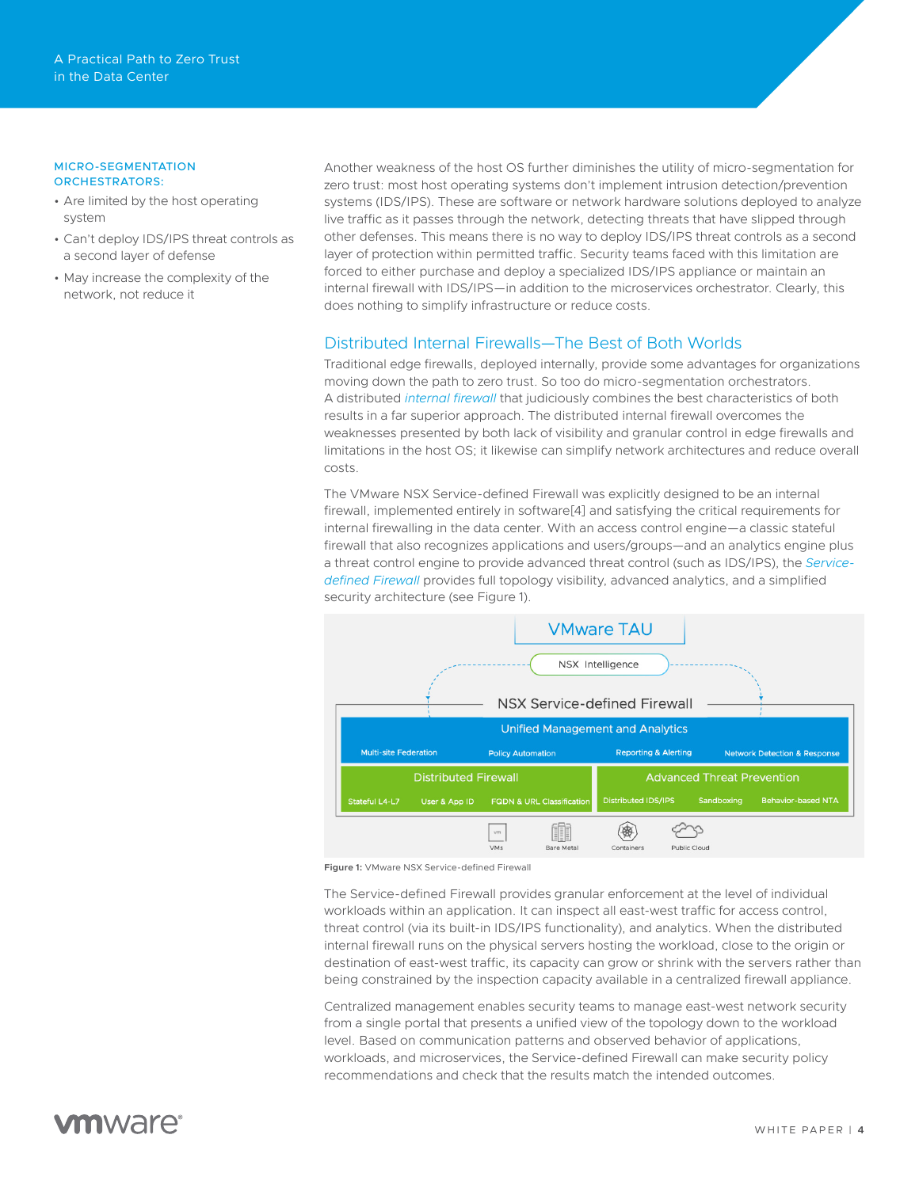**MICRO-SEGMENTATION ORCHESTRATORS:**

- Are limited by the host operating system
- Can't deploy IDS/IPS threat controls as a second layer of defense
- May increase the complexity of the network, not reduce it

Another weakness of the host OS further diminishes the utility of micro-segmentation for zero trust: most host operating systems don't implement intrusion detection/prevention systems (IDS/IPS). These are software or network hardware solutions deployed to analyze live traffic as it passes through the network, detecting threats that have slipped through other defenses. This means there is no way to deploy IDS/IPS threat controls as a second layer of protection within permitted traffic. Security teams faced with this limitation are forced to either purchase and deploy a specialized IDS/IPS appliance or maintain an internal firewall with IDS/IPS—in addition to the microservices orchestrator. Clearly, this does nothing to simplify infrastructure or reduce costs.

## Distributed Internal Firewalls—The Best of Both Worlds

Traditional edge firewalls, deployed internally, provide some advantages for organizations moving down the path to zero trust. So too do micro-segmentation orchestrators. A distributed *internal firewall* that judiciously combines the best characteristics of both results in a far superior approach. The distributed internal firewall overcomes the weaknesses presented by both lack of visibility and granular control in edge firewalls and limitations in the host OS; it likewise can simplify network architectures and reduce overall costs.

The VMware NSX Service-defined Firewall was explicitly designed to be an internal firewall, implemented entirely in software[4] and satisfying the critical requirements for internal firewalling in the data center. With an access control engine—a classic stateful firewall that also recognizes applications and users/groups—and an analytics engine plus a threat control engine to provide advanced threat control (such as IDS/IPS), the *Service-defined Firewall* provides full topology visibility, advanced analytics, and a simplified security architecture (see Figure 1).

VMware TAU

NSX Intelligence

NSX Service-defined Firewall

Unified Management and Analytics: Multi-site Federation, Policy Automation, Reporting & Alerting, Network Detection & Response

Distributed Firewall: Stateful L4-L7, User & App ID, FQDN & URL Classification

Advanced Threat Prevention: Distributed IDS/IPS, Sandboxing, Behavior-based NTA

VMs, Bare Metal, Containers, Public Cloud

**Figure 1:** VMware NSX Service-defined Firewall

The Service-defined Firewall provides granular enforcement at the level of individual workloads within an application. It can inspect all east-west traffic for access control, threat control (via its built-in IDS/IPS functionality), and analytics. When the distributed internal firewall runs on the physical servers hosting the workload, close to the origin or destination of east-west traffic, its capacity can grow or shrink with the servers rather than being constrained by the inspection capacity available in a centralized firewall appliance.

Centralized management enables security teams to manage east-west network security from a single portal that presents a unified view of the topology down to the workload level. Based on communication patterns and observed behavior of applications, workloads, and microservices, the Service-defined Firewall can make security policy recommendations and check that the results match the intended outcomes.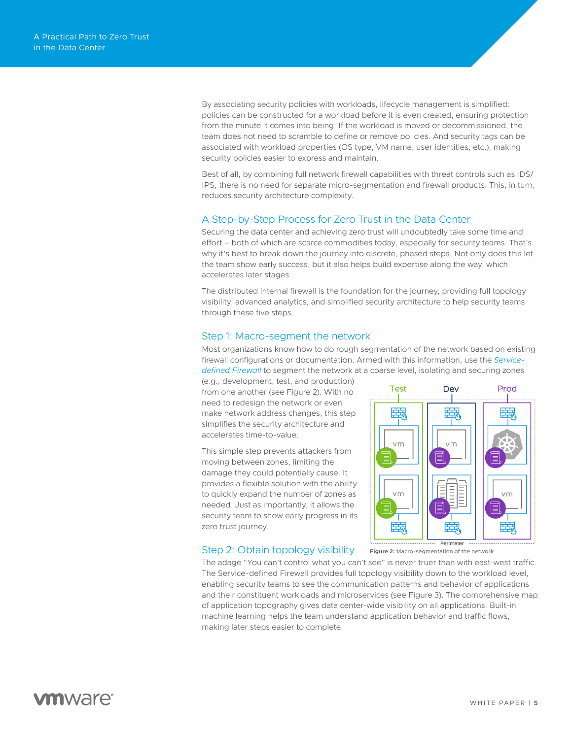By associating security policies with workloads, lifecycle management is simplified: policies can be constructed for a workload before it is even created, ensuring protection from the minute it comes into being. If the workload is moved or decommissioned, the team does not need to scramble to define or remove policies. And security tags can be associated with workload properties (OS type, VM name, user identities, etc.), making security policies easier to express and maintain.

Best of all, by combining full network firewall capabilities with threat controls such as IDS/IPS, there is no need for separate micro-segmentation and firewall products. This, in turn, reduces security architecture complexity.

## A Step-by-Step Process for Zero Trust in the Data Center

Securing the data center and achieving zero trust will undoubtedly take some time and effort – both of which are scarce commodities today, especially for security teams. That's why it's best to break down the journey into discrete, phased steps. Not only does this let the team show early success, but it also helps build expertise along the way, which accelerates later stages.

The distributed internal firewall is the foundation for the journey, providing full topology visibility, advanced analytics, and simplified security architecture to help security teams through these five steps.

### Step 1: Macro-segment the network

Most organizations know how to do rough segmentation of the network based on existing firewall configurations or documentation. Armed with this information, use the *Service-defined Firewall* to segment the network at a coarse level, isolating and securing zones (e.g., development, test, and production) from one another (see Figure 2). With no need to redesign the network or even make network address changes, this step simplifies the security architecture and accelerates time-to-value.

This simple step prevents attackers from moving between zones, limiting the damage they could potentially cause. It provides a flexible solution with the ability to quickly expand the number of zones as needed. Just as importantly, it allows the security team to show early progress in its zero trust journey.

**Figure 2:** Macro-segmentation of the network

### Step 2: Obtain topology visibility

The adage "You can't control what you can't see" is never truer than with east-west traffic. The Service-defined Firewall provides full topology visibility down to the workload level, enabling security teams to see the communication patterns and behavior of applications and their constituent workloads and microservices (see Figure 3). The comprehensive map of application topography gives data center-wide visibility on all applications. Built-in machine learning helps the team understand application behavior and traffic flows, making later steps easier to complete.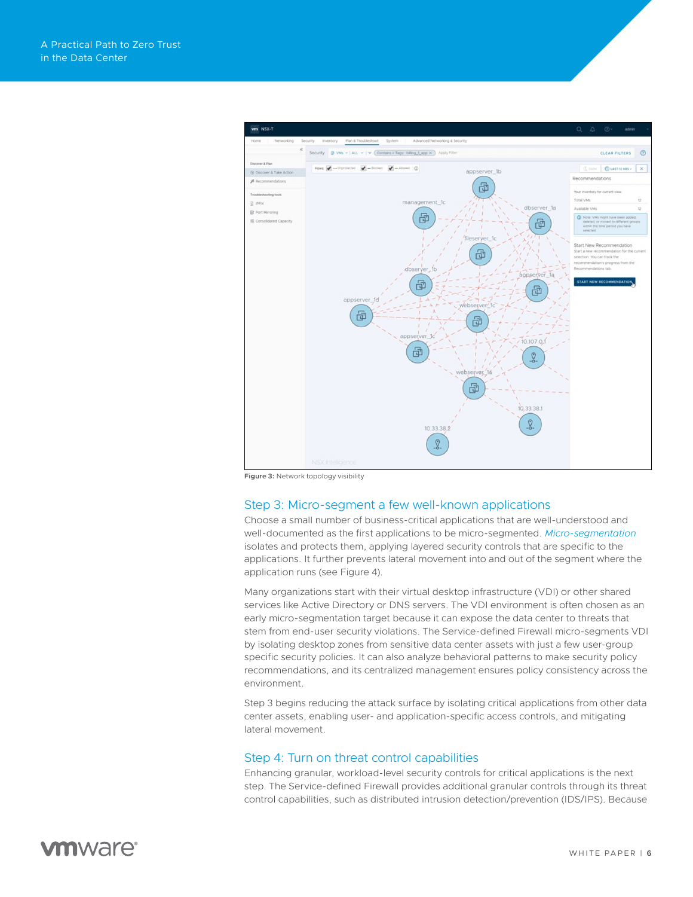Figure 3: Network topology visibility

## Step 3: Micro-segment a few well-known applications

Choose a small number of business-critical applications that are well-understood and well-documented as the first applications to be micro-segmented. *Micro-segmentation* isolates and protects them, applying layered security controls that are specific to the applications. It further prevents lateral movement into and out of the segment where the application runs (see Figure 4).

Many organizations start with their virtual desktop infrastructure (VDI) or other shared services like Active Directory or DNS servers. The VDI environment is often chosen as an early micro-segmentation target because it can expose the data center to threats that stem from end-user security violations. The Service-defined Firewall micro-segments VDI by isolating desktop zones from sensitive data center assets with just a few user-group specific security policies. It can also analyze behavioral patterns to make security policy recommendations, and its centralized management ensures policy consistency across the environment.

Step 3 begins reducing the attack surface by isolating critical applications from other data center assets, enabling user- and application-specific access controls, and mitigating lateral movement.

## Step 4: Turn on threat control capabilities

Enhancing granular, workload-level security controls for critical applications is the next step. The Service-defined Firewall provides additional granular controls through its threat control capabilities, such as distributed intrusion detection/prevention (IDS/IPS). Because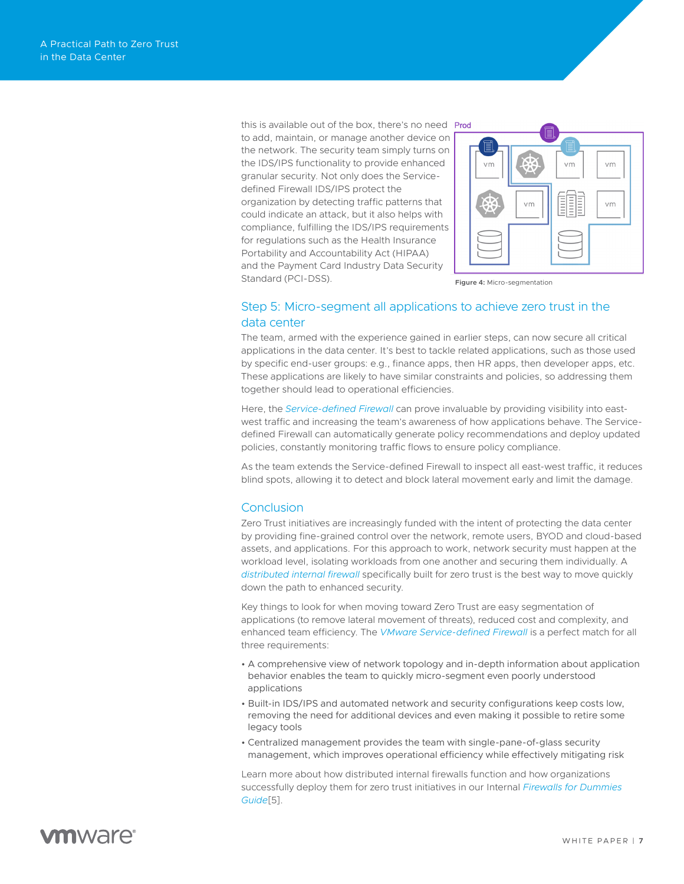this is available out of the box, there's no need to add, maintain, or manage another device on the network. The security team simply turns on the IDS/IPS functionality to provide enhanced granular security. Not only does the Service-defined Firewall IDS/IPS protect the organization by detecting traffic patterns that could indicate an attack, but it also helps with compliance, fulfilling the IDS/IPS requirements for regulations such as the Health Insurance Portability and Accountability Act (HIPAA) and the Payment Card Industry Data Security Standard (PCI-DSS).

**Figure 4:** Micro-segmentation

## Step 5: Micro-segment all applications to achieve zero trust in the data center

The team, armed with the experience gained in earlier steps, can now secure all critical applications in the data center. It's best to tackle related applications, such as those used by specific end-user groups: e.g., finance apps, then HR apps, then developer apps, etc. These applications are likely to have similar constraints and policies, so addressing them together should lead to operational efficiencies.

Here, the *Service-defined Firewall* can prove invaluable by providing visibility into east-west traffic and increasing the team's awareness of how applications behave. The Service-defined Firewall can automatically generate policy recommendations and deploy updated policies, constantly monitoring traffic flows to ensure policy compliance.

As the team extends the Service-defined Firewall to inspect all east-west traffic, it reduces blind spots, allowing it to detect and block lateral movement early and limit the damage.

## Conclusion

Zero Trust initiatives are increasingly funded with the intent of protecting the data center by providing fine-grained control over the network, remote users, BYOD and cloud-based assets, and applications. For this approach to work, network security must happen at the workload level, isolating workloads from one another and securing them individually. A *distributed internal firewall* specifically built for zero trust is the best way to move quickly down the path to enhanced security.

Key things to look for when moving toward Zero Trust are easy segmentation of applications (to remove lateral movement of threats), reduced cost and complexity, and enhanced team efficiency. The *VMware Service-defined Firewall* is a perfect match for all three requirements:

- A comprehensive view of network topology and in-depth information about application behavior enables the team to quickly micro-segment even poorly understood applications
- Built-in IDS/IPS and automated network and security configurations keep costs low, removing the need for additional devices and even making it possible to retire some legacy tools
- Centralized management provides the team with single-pane-of-glass security management, which improves operational efficiency while effectively mitigating risk

Learn more about how distributed internal firewalls function and how organizations successfully deploy them for zero trust initiatives in our Internal *Firewalls for Dummies Guide*[5].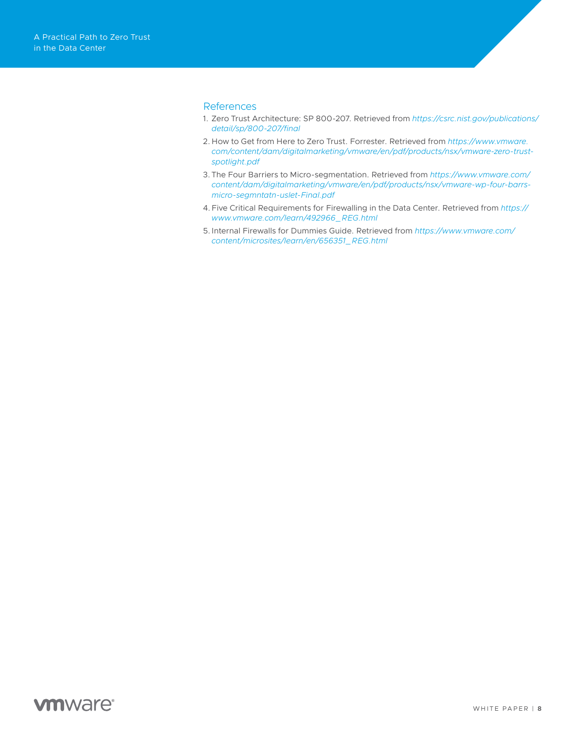## References

1. Zero Trust Architecture: SP 800-207. Retrieved from *https://csrc.nist.gov/publications/detail/sp/800-207/final*
2. How to Get from Here to Zero Trust. Forrester. Retrieved from *https://www.vmware.com/content/dam/digitalmarketing/vmware/en/pdf/products/nsx/vmware-zero-trust-spotlight.pdf*
3. The Four Barriers to Micro-segmentation. Retrieved from *https://www.vmware.com/content/dam/digitalmarketing/vmware/en/pdf/products/nsx/vmware-wp-four-barrs-micro-segmntatn-uslet-Final.pdf*
4. Five Critical Requirements for Firewalling in the Data Center. Retrieved from *https://www.vmware.com/learn/492966_REG.html*
5. Internal Firewalls for Dummies Guide. Retrieved from *https://www.vmware.com/content/microsites/learn/en/656351_REG.html*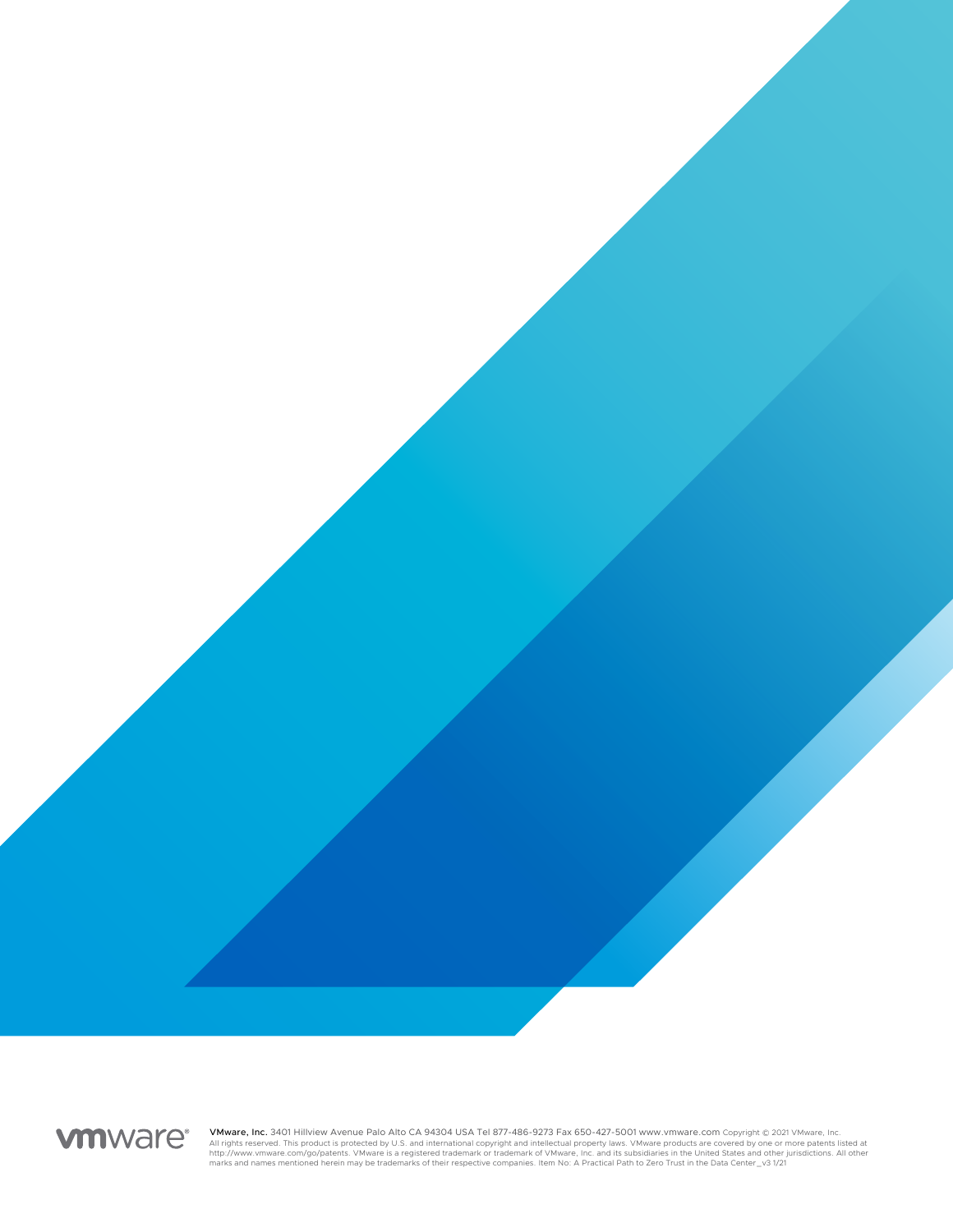**VMware, Inc.** 3401 Hillview Avenue Palo Alto CA 94304 USA Tel 877-486-9273 Fax 650-427-5001 www.vmware.com Copyright © 2021 VMware, Inc. All rights reserved. This product is protected by U.S. and international copyright and intellectual property laws. VMware products are covered by one or more patents listed at http://www.vmware.com/go/patents. VMware is a registered trademark or trademark of VMware, Inc. and its subsidiaries in the United States and other jurisdictions. All other marks and names mentioned herein may be trademarks of their respective companies. Item No: A Practical Path to Zero Trust in the Data Center_v3 1/21